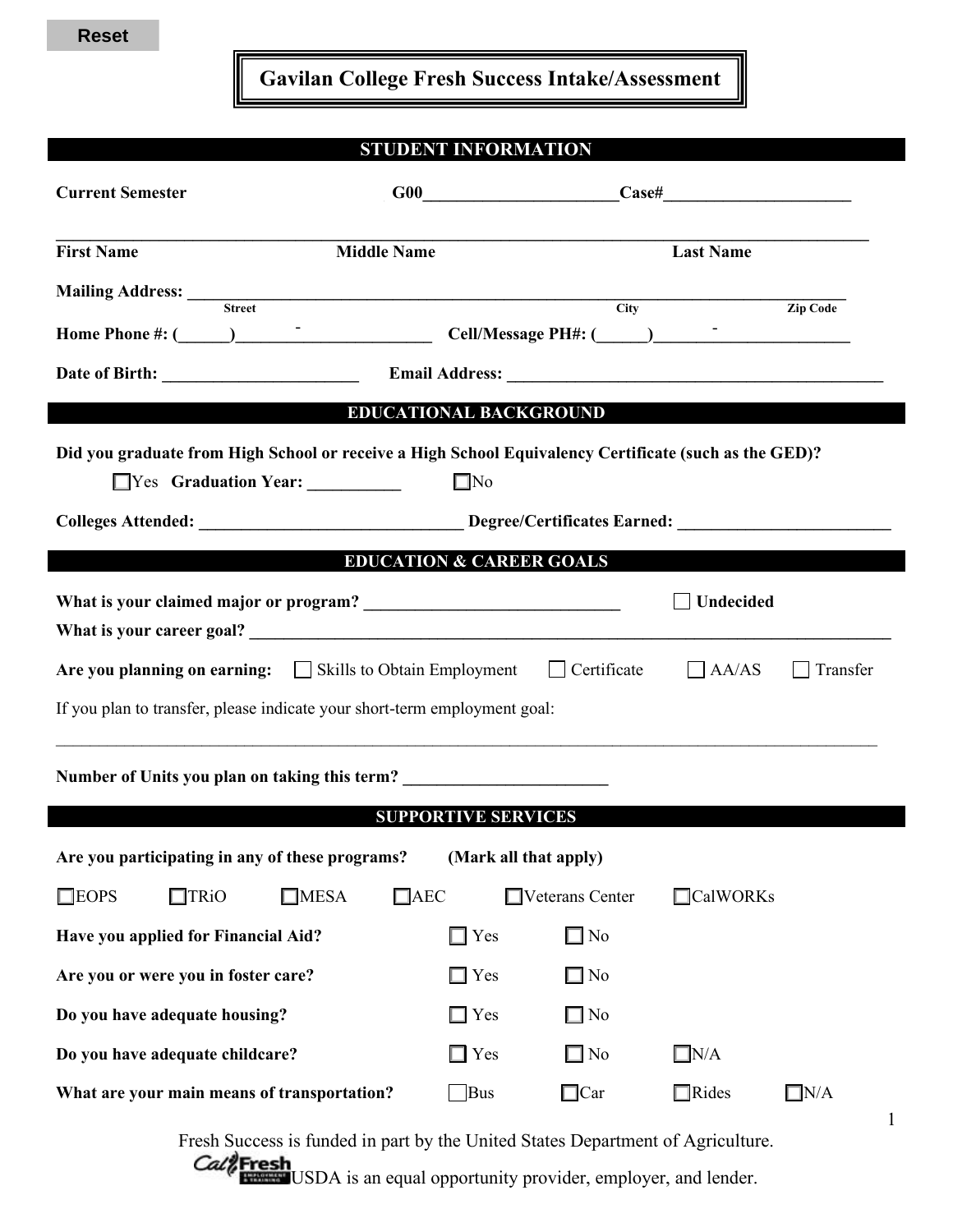Reset

# Gavilan College Fresh Success Intake/Assessment

## STUDENT INFORMATION

**Current Semester** **G00**\_\_\_\_\_\_\_\_\_\_\_\_\_\_\_\_\_\_\_\_\_\_ **Case#**\_\_\_\_\_\_\_\_\_\_\_\_\_\_\_\_\_\_\_\_\_\_

\_\_\_\_\_\_\_\_\_\_\_\_\_\_\_\_\_\_\_\_\_\_\_\_\_\_\_\_\_\_\_\_\_\_\_\_\_\_\_\_\_\_\_\_\_\_\_\_\_\_\_\_\_\_\_\_\_\_\_\_\_\_\_\_\_\_\_\_\_\_\_\_\_\_\_\_\_\_\_\_\_\_\_\_\_\_

**First Name** **Middle Name** **Last Name**

**Mailing Address:** \_\_\_\_\_\_\_\_\_\_\_\_\_\_\_\_\_\_\_\_\_\_\_\_\_\_\_\_\_\_\_\_\_\_\_\_\_\_\_\_\_\_\_\_\_\_\_\_\_\_\_\_\_\_\_\_\_\_\_\_\_\_\_\_\_\_\_\_\_\_\_\_\_\_\_\_\_
Street City Zip Code

**Home Phone #:** (\_\_\_\_\_\_)\_\_\_\_\_\_\_\_-\_\_\_\_\_\_\_\_\_\_\_\_\_\_\_\_ **Cell/Message PH#:** (\_\_\_\_\_\_)\_\_\_\_\_\_\_\_-\_\_\_\_\_\_\_\_\_\_\_\_\_\_\_\_

**Date of Birth:** \_\_\_\_\_\_\_\_\_\_\_\_\_\_\_\_\_\_\_\_\_\_\_ **Email Address:** \_\_\_\_\_\_\_\_\_\_\_\_\_\_\_\_\_\_\_\_\_\_\_\_\_\_\_\_\_\_\_\_\_\_\_\_\_\_\_\_\_\_\_\_\_\_

## EDUCATIONAL BACKGROUND

**Did you graduate from High School or receive a High School Equivalency Certificate (such as the GED)?**

☐ Yes **Graduation Year:** \_\_\_\_\_\_\_\_\_\_\_ ☐ No

**Colleges Attended:** \_\_\_\_\_\_\_\_\_\_\_\_\_\_\_\_\_\_\_\_\_\_\_\_\_\_\_\_\_\_\_ **Degree/Certificates Earned:** \_\_\_\_\_\_\_\_\_\_\_\_\_\_\_\_\_\_\_\_\_\_\_\_\_\_

## EDUCATION & CAREER GOALS

**What is your claimed major or program?** \_\_\_\_\_\_\_\_\_\_\_\_\_\_\_\_\_\_\_\_\_\_\_\_\_\_\_\_\_\_ ☐ **Undecided**

**What is your career goal?** \_\_\_\_\_\_\_\_\_\_\_\_\_\_\_\_\_\_\_\_\_\_\_\_\_\_\_\_\_\_\_\_\_\_\_\_\_\_\_\_\_\_\_\_\_\_\_\_\_\_\_\_\_\_\_\_\_\_\_\_\_\_\_\_\_\_\_\_\_\_\_\_\_\_\_\_

**Are you planning on earning:** ☐ Skills to Obtain Employment ☐ Certificate ☐ AA/AS ☐ Transfer

If you plan to transfer, please indicate your short-term employment goal:

\_\_\_\_\_\_\_\_\_\_\_\_\_\_\_\_\_\_\_\_\_\_\_\_\_\_\_\_\_\_\_\_\_\_\_\_\_\_\_\_\_\_\_\_\_\_\_\_\_\_\_\_\_\_\_\_\_\_\_\_\_\_\_\_\_\_\_\_\_\_\_\_\_\_\_\_\_\_\_\_\_\_\_\_\_\_\_\_\_\_

**Number of Units you plan on taking this term?** \_\_\_\_\_\_\_\_\_\_\_\_\_\_\_\_\_\_\_\_\_\_\_\_

## SUPPORTIVE SERVICES

**Are you participating in any of these programs?** **(Mark all that apply)**

☐ EOPS ☐ TRiO ☐ MESA ☐ AEC ☐ Veterans Center ☐ CalWORKs

**Have you applied for Financial Aid?** ☐ Yes ☐ No

**Are you or were you in foster care?** ☐ Yes ☐ No

**Do you have adequate housing?** ☐ Yes ☐ No

**Do you have adequate childcare?** ☐ Yes ☐ No ☐ N/A

**What are your main means of transportation?** ☐ Bus ☐ Car ☐ Rides ☐ N/A

Fresh Success is funded in part by the United States Department of Agriculture.
USDA is an equal opportunity provider, employer, and lender.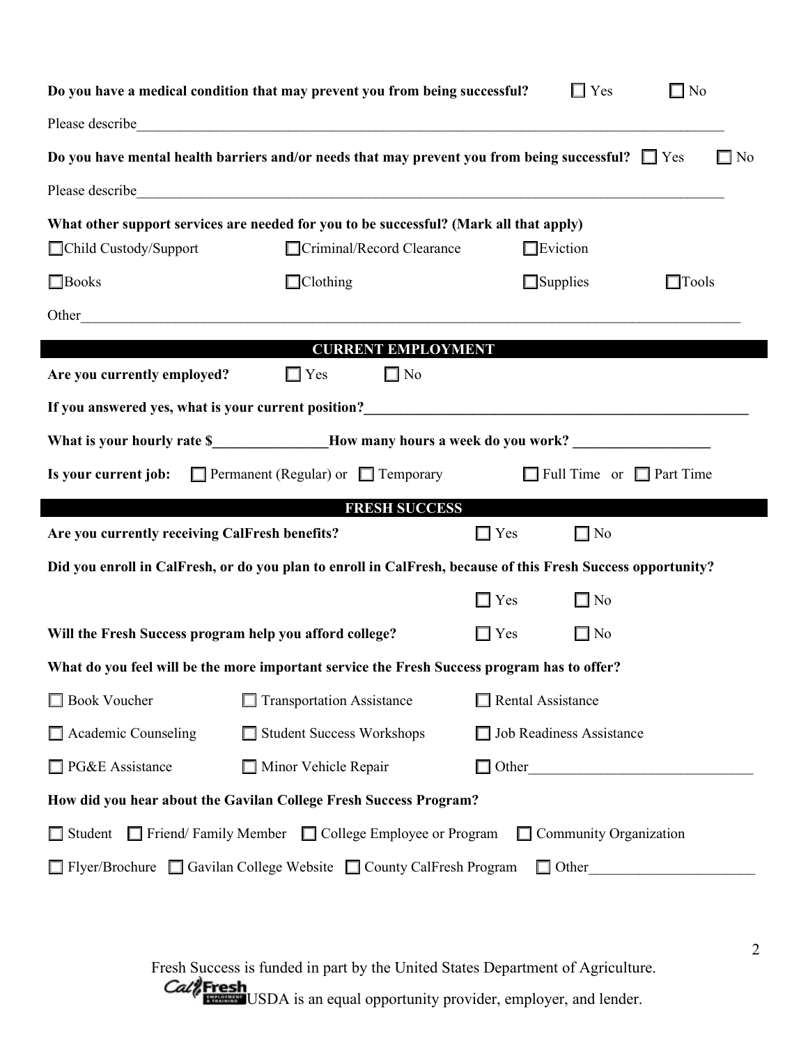**Do you have a medical condition that may prevent you from being successful?** ☐ Yes ☐ No

Please describe\_\_\_\_\_\_\_\_\_\_\_\_\_\_\_\_\_\_\_\_\_\_\_\_\_\_\_\_\_\_\_\_\_\_\_\_\_\_\_\_\_\_\_\_\_\_\_\_\_\_\_\_\_\_\_\_\_\_\_\_\_\_\_\_\_\_\_\_

**Do you have mental health barriers and/or needs that may prevent you from being successful?** ☐ Yes ☐ No

Please describe\_\_\_\_\_\_\_\_\_\_\_\_\_\_\_\_\_\_\_\_\_\_\_\_\_\_\_\_\_\_\_\_\_\_\_\_\_\_\_\_\_\_\_\_\_\_\_\_\_\_\_\_\_\_\_\_\_\_\_\_\_\_\_\_\_\_\_\_

**What other support services are needed for you to be successful? (Mark all that apply)**

☐ Child Custody/Support ☐ Criminal/Record Clearance ☐ Eviction

☐ Books ☐ Clothing ☐ Supplies ☐ Tools

Other\_\_\_\_\_\_\_\_\_\_\_\_\_\_\_\_\_\_\_\_\_\_\_\_\_\_\_\_\_\_\_\_\_\_\_\_\_\_\_\_\_\_\_\_\_\_\_\_\_\_\_\_\_\_\_\_\_\_\_\_\_\_\_\_\_\_\_\_\_\_\_\_\_\_

## CURRENT EMPLOYMENT

**Are you currently employed?** ☐ Yes ☐ No

**If you answered yes, what is your current position?**\_\_\_\_\_\_\_\_\_\_\_\_\_\_\_\_\_\_\_\_\_\_\_\_\_\_\_\_\_\_\_\_\_\_\_\_\_\_\_\_\_\_\_\_

**What is your hourly rate $**\_\_\_\_\_\_\_\_\_\_\_\_\_\_\_\_**How many hours a week do you work?** \_\_\_\_\_\_\_\_\_\_\_\_\_\_\_\_\_\_\_

**Is your current job:** ☐ Permanent (Regular) or ☐ Temporary ☐ Full Time or ☐ Part Time

## FRESH SUCCESS

**Are you currently receiving CalFresh benefits?** ☐ Yes ☐ No

**Did you enroll in CalFresh, or do you plan to enroll in CalFresh, because of this Fresh Success opportunity?**

☐ Yes ☐ No

**Will the Fresh Success program help you afford college?** ☐ Yes ☐ No

**What do you feel will be the more important service the Fresh Success program has to offer?**

☐ Book Voucher ☐ Transportation Assistance ☐ Rental Assistance

☐ Academic Counseling ☐ Student Success Workshops ☐ Job Readiness Assistance

☐ PG&E Assistance ☐ Minor Vehicle Repair ☐ Other\_\_\_\_\_\_\_\_\_\_\_\_\_\_\_\_\_\_\_\_\_\_\_\_\_\_\_\_\_\_\_

**How did you hear about the Gavilan College Fresh Success Program?**

☐ Student ☐ Friend/ Family Member ☐ College Employee or Program ☐ Community Organization

☐ Flyer/Brochure ☐ Gavilan College Website ☐ County CalFresh Program ☐ Other\_\_\_\_\_\_\_\_\_\_\_\_\_\_\_\_\_\_\_\_\_\_\_

Fresh Success is funded in part by the United States Department of Agriculture.

USDA is an equal opportunity provider, employer, and lender.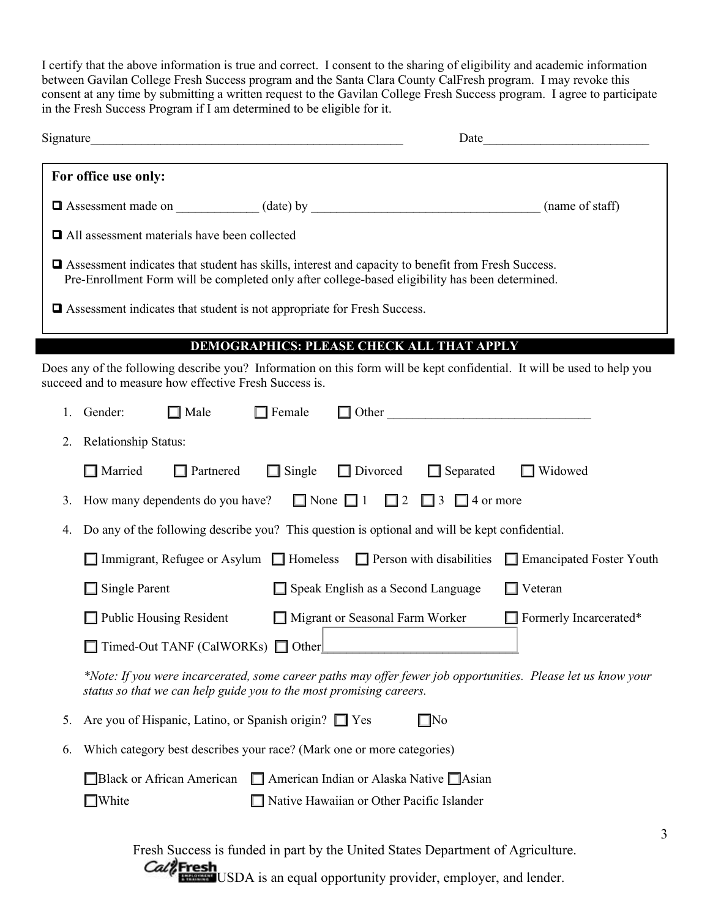I certify that the above information is true and correct. I consent to the sharing of eligibility and academic information between Gavilan College Fresh Success program and the Santa Clara County CalFresh program. I may revoke this consent at any time by submitting a written request to the Gavilan College Fresh Success program. I agree to participate in the Fresh Success Program if I am determined to be eligible for it.

Signature___________________________________________________ Date__________________________

**For office use only:**

☐ Assessment made on _____________ (date) by ____________________________________ (name of staff)

☐ All assessment materials have been collected

☐ Assessment indicates that student has skills, interest and capacity to benefit from Fresh Success. Pre-Enrollment Form will be completed only after college-based eligibility has been determined.

☐ Assessment indicates that student is not appropriate for Fresh Success.

## DEMOGRAPHICS: PLEASE CHECK ALL THAT APPLY

Does any of the following describe you? Information on this form will be kept confidential. It will be used to help you succeed and to measure how effective Fresh Success is.

1. Gender: ☐ Male ☐ Female ☐ Other ________________________________

2. Relationship Status:

   ☐ Married ☐ Partnered ☐ Single ☐ Divorced ☐ Separated ☐ Widowed

3. How many dependents do you have? ☐ None ☐ 1 ☐ 2 ☐ 3 ☐ 4 or more

4. Do any of the following describe you? This question is optional and will be kept confidential.

   ☐ Immigrant, Refugee or Asylum ☐ Homeless ☐ Person with disabilities ☐ Emancipated Foster Youth

   ☐ Single Parent ☐ Speak English as a Second Language ☐ Veteran

   ☐ Public Housing Resident ☐ Migrant or Seasonal Farm Worker ☐ Formerly Incarcerated*

   ☐ Timed-Out TANF (CalWORKs) ☐ Other______________________________

   *\*Note: If you were incarcerated, some career paths may offer fewer job opportunities. Please let us know your status so that we can help guide you to the most promising careers.*

5. Are you of Hispanic, Latino, or Spanish origin? ☐ Yes ☐ No

6. Which category best describes your race? (Mark one or more categories)

   ☐ Black or African American ☐ American Indian or Alaska Native ☐ Asian

   ☐ White ☐ Native Hawaiian or Other Pacific Islander

Fresh Success is funded in part by the United States Department of Agriculture.

USDA is an equal opportunity provider, employer, and lender.